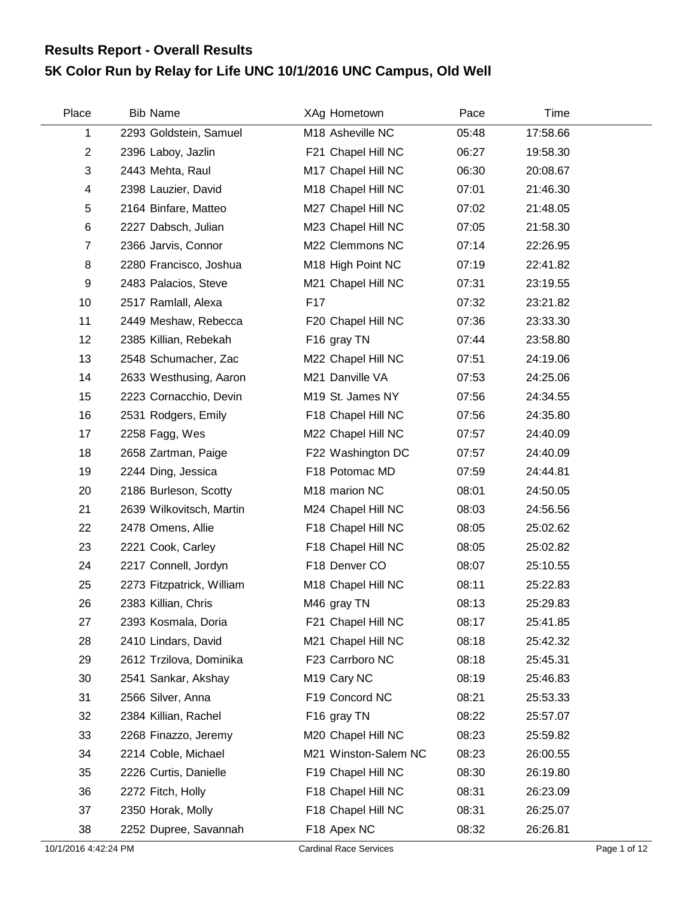# Results Report - Overall Results

## 5K Color Run by Relay for Life UNC 10/1/2016 UNC Campus, Old Well

| Place | Bib | Name | XAg | Hometown | Pace | Time |
|---|---|---|---|---|---|---|
| 1 | 2293 | Goldstein, Samuel | M18 | Asheville NC | 05:48 | 17:58.66 |
| 2 | 2396 | Laboy, Jazlin | F21 | Chapel Hill NC | 06:27 | 19:58.30 |
| 3 | 2443 | Mehta, Raul | M17 | Chapel Hill NC | 06:30 | 20:08.67 |
| 4 | 2398 | Lauzier, David | M18 | Chapel Hill NC | 07:01 | 21:46.30 |
| 5 | 2164 | Binfare, Matteo | M27 | Chapel Hill NC | 07:02 | 21:48.05 |
| 6 | 2227 | Dabsch, Julian | M23 | Chapel Hill NC | 07:05 | 21:58.30 |
| 7 | 2366 | Jarvis, Connor | M22 | Clemmons NC | 07:14 | 22:26.95 |
| 8 | 2280 | Francisco, Joshua | M18 | High Point NC | 07:19 | 22:41.82 |
| 9 | 2483 | Palacios, Steve | M21 | Chapel Hill NC | 07:31 | 23:19.55 |
| 10 | 2517 | Ramlall, Alexa | F17 | | 07:32 | 23:21.82 |
| 11 | 2449 | Meshaw, Rebecca | F20 | Chapel Hill NC | 07:36 | 23:33.30 |
| 12 | 2385 | Killian, Rebekah | F16 | gray TN | 07:44 | 23:58.80 |
| 13 | 2548 | Schumacher, Zac | M22 | Chapel Hill NC | 07:51 | 24:19.06 |
| 14 | 2633 | Westhusing, Aaron | M21 | Danville VA | 07:53 | 24:25.06 |
| 15 | 2223 | Cornacchio, Devin | M19 | St. James NY | 07:56 | 24:34.55 |
| 16 | 2531 | Rodgers, Emily | F18 | Chapel Hill NC | 07:56 | 24:35.80 |
| 17 | 2258 | Fagg, Wes | M22 | Chapel Hill NC | 07:57 | 24:40.09 |
| 18 | 2658 | Zartman, Paige | F22 | Washington DC | 07:57 | 24:40.09 |
| 19 | 2244 | Ding, Jessica | F18 | Potomac MD | 07:59 | 24:44.81 |
| 20 | 2186 | Burleson, Scotty | M18 | marion NC | 08:01 | 24:50.05 |
| 21 | 2639 | Wilkovitsch, Martin | M24 | Chapel Hill NC | 08:03 | 24:56.56 |
| 22 | 2478 | Omens, Allie | F18 | Chapel Hill NC | 08:05 | 25:02.62 |
| 23 | 2221 | Cook, Carley | F18 | Chapel Hill NC | 08:05 | 25:02.82 |
| 24 | 2217 | Connell, Jordyn | F18 | Denver CO | 08:07 | 25:10.55 |
| 25 | 2273 | Fitzpatrick, William | M18 | Chapel Hill NC | 08:11 | 25:22.83 |
| 26 | 2383 | Killian, Chris | M46 | gray TN | 08:13 | 25:29.83 |
| 27 | 2393 | Kosmala, Doria | F21 | Chapel Hill NC | 08:17 | 25:41.85 |
| 28 | 2410 | Lindars, David | M21 | Chapel Hill NC | 08:18 | 25:42.32 |
| 29 | 2612 | Trzilova, Dominika | F23 | Carrboro NC | 08:18 | 25:45.31 |
| 30 | 2541 | Sankar, Akshay | M19 | Cary NC | 08:19 | 25:46.83 |
| 31 | 2566 | Silver, Anna | F19 | Concord NC | 08:21 | 25:53.33 |
| 32 | 2384 | Killian, Rachel | F16 | gray TN | 08:22 | 25:57.07 |
| 33 | 2268 | Finazzo, Jeremy | M20 | Chapel Hill NC | 08:23 | 25:59.82 |
| 34 | 2214 | Coble, Michael | M21 | Winston-Salem NC | 08:23 | 26:00.55 |
| 35 | 2226 | Curtis, Danielle | F19 | Chapel Hill NC | 08:30 | 26:19.80 |
| 36 | 2272 | Fitch, Holly | F18 | Chapel Hill NC | 08:31 | 26:23.09 |
| 37 | 2350 | Horak, Molly | F18 | Chapel Hill NC | 08:31 | 26:25.07 |
| 38 | 2252 | Dupree, Savannah | F18 | Apex NC | 08:32 | 26:26.81 |

10/1/2016 4:42:24 PM Cardinal Race Services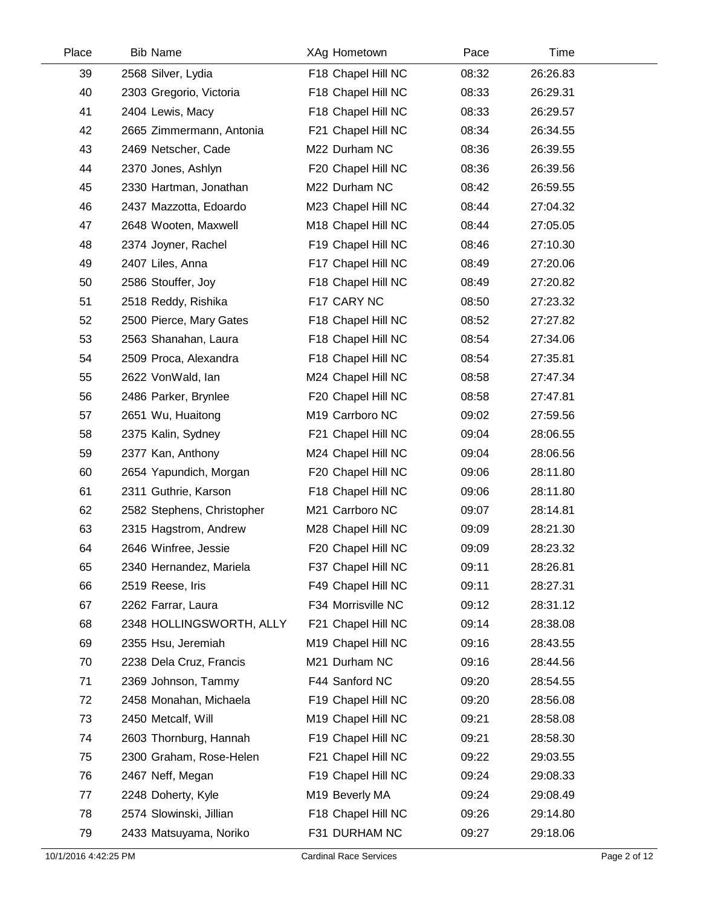| Place | Bib | Name | XAg | Hometown | Pace | Time |
|---|---|---|---|---|---|---|
| 39 | 2568 | Silver, Lydia | F18 | Chapel Hill NC | 08:32 | 26:26.83 |
| 40 | 2303 | Gregorio, Victoria | F18 | Chapel Hill NC | 08:33 | 26:29.31 |
| 41 | 2404 | Lewis, Macy | F18 | Chapel Hill NC | 08:33 | 26:29.57 |
| 42 | 2665 | Zimmermann, Antonia | F21 | Chapel Hill NC | 08:34 | 26:34.55 |
| 43 | 2469 | Netscher, Cade | M22 | Durham NC | 08:36 | 26:39.55 |
| 44 | 2370 | Jones, Ashlyn | F20 | Chapel Hill NC | 08:36 | 26:39.56 |
| 45 | 2330 | Hartman, Jonathan | M22 | Durham NC | 08:42 | 26:59.55 |
| 46 | 2437 | Mazzotta, Edoardo | M23 | Chapel Hill NC | 08:44 | 27:04.32 |
| 47 | 2648 | Wooten, Maxwell | M18 | Chapel Hill NC | 08:44 | 27:05.05 |
| 48 | 2374 | Joyner, Rachel | F19 | Chapel Hill NC | 08:46 | 27:10.30 |
| 49 | 2407 | Liles, Anna | F17 | Chapel Hill NC | 08:49 | 27:20.06 |
| 50 | 2586 | Stouffer, Joy | F18 | Chapel Hill NC | 08:49 | 27:20.82 |
| 51 | 2518 | Reddy, Rishika | F17 | CARY NC | 08:50 | 27:23.32 |
| 52 | 2500 | Pierce, Mary Gates | F18 | Chapel Hill NC | 08:52 | 27:27.82 |
| 53 | 2563 | Shanahan, Laura | F18 | Chapel Hill NC | 08:54 | 27:34.06 |
| 54 | 2509 | Proca, Alexandra | F18 | Chapel Hill NC | 08:54 | 27:35.81 |
| 55 | 2622 | VonWald, Ian | M24 | Chapel Hill NC | 08:58 | 27:47.34 |
| 56 | 2486 | Parker, Brynlee | F20 | Chapel Hill NC | 08:58 | 27:47.81 |
| 57 | 2651 | Wu, Huaitong | M19 | Carrboro NC | 09:02 | 27:59.56 |
| 58 | 2375 | Kalin, Sydney | F21 | Chapel Hill NC | 09:04 | 28:06.55 |
| 59 | 2377 | Kan, Anthony | M24 | Chapel Hill NC | 09:04 | 28:06.56 |
| 60 | 2654 | Yapundich, Morgan | F20 | Chapel Hill NC | 09:06 | 28:11.80 |
| 61 | 2311 | Guthrie, Karson | F18 | Chapel Hill NC | 09:06 | 28:11.80 |
| 62 | 2582 | Stephens, Christopher | M21 | Carrboro NC | 09:07 | 28:14.81 |
| 63 | 2315 | Hagstrom, Andrew | M28 | Chapel Hill NC | 09:09 | 28:21.30 |
| 64 | 2646 | Winfree, Jessie | F20 | Chapel Hill NC | 09:09 | 28:23.32 |
| 65 | 2340 | Hernandez, Mariela | F37 | Chapel Hill NC | 09:11 | 28:26.81 |
| 66 | 2519 | Reese, Iris | F49 | Chapel Hill NC | 09:11 | 28:27.31 |
| 67 | 2262 | Farrar, Laura | F34 | Morrisville NC | 09:12 | 28:31.12 |
| 68 | 2348 | HOLLINGSWORTH, ALLY | F21 | Chapel Hill NC | 09:14 | 28:38.08 |
| 69 | 2355 | Hsu, Jeremiah | M19 | Chapel Hill NC | 09:16 | 28:43.55 |
| 70 | 2238 | Dela Cruz, Francis | M21 | Durham NC | 09:16 | 28:44.56 |
| 71 | 2369 | Johnson, Tammy | F44 | Sanford NC | 09:20 | 28:54.55 |
| 72 | 2458 | Monahan, Michaela | F19 | Chapel Hill NC | 09:20 | 28:56.08 |
| 73 | 2450 | Metcalf, Will | M19 | Chapel Hill NC | 09:21 | 28:58.08 |
| 74 | 2603 | Thornburg, Hannah | F19 | Chapel Hill NC | 09:21 | 28:58.30 |
| 75 | 2300 | Graham, Rose-Helen | F21 | Chapel Hill NC | 09:22 | 29:03.55 |
| 76 | 2467 | Neff, Megan | F19 | Chapel Hill NC | 09:24 | 29:08.33 |
| 77 | 2248 | Doherty, Kyle | M19 | Beverly MA | 09:24 | 29:08.49 |
| 78 | 2574 | Slowinski, Jillian | F18 | Chapel Hill NC | 09:26 | 29:14.80 |
| 79 | 2433 | Matsuyama, Noriko | F31 | DURHAM NC | 09:27 | 29:18.06 |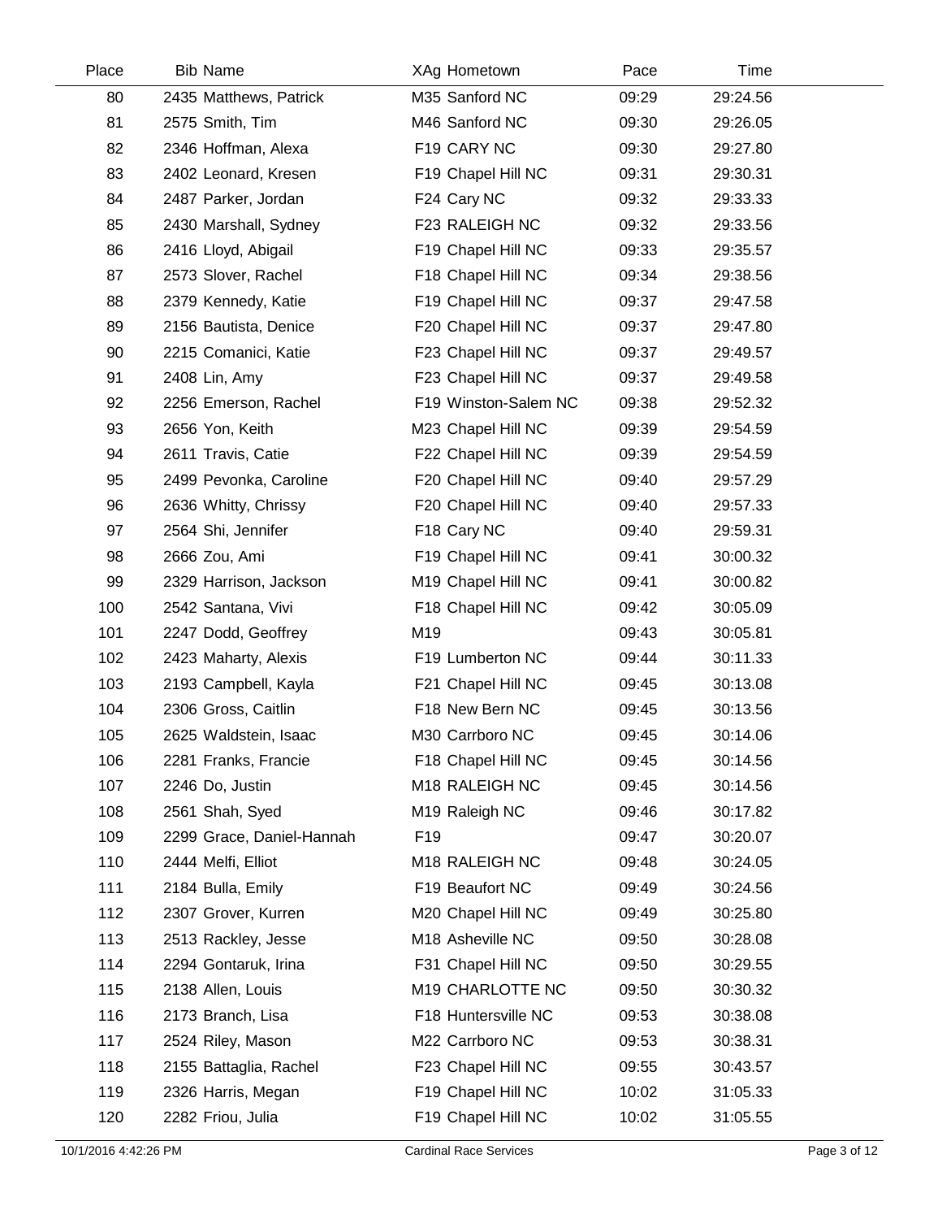| Place | Bib | Name | XAg | Hometown | Pace | Time |
|---|---|---|---|---|---|---|
| 80 | 2435 | Matthews, Patrick | M35 | Sanford NC | 09:29 | 29:24.56 |
| 81 | 2575 | Smith, Tim | M46 | Sanford NC | 09:30 | 29:26.05 |
| 82 | 2346 | Hoffman, Alexa | F19 | CARY NC | 09:30 | 29:27.80 |
| 83 | 2402 | Leonard, Kresen | F19 | Chapel Hill NC | 09:31 | 29:30.31 |
| 84 | 2487 | Parker, Jordan | F24 | Cary NC | 09:32 | 29:33.33 |
| 85 | 2430 | Marshall, Sydney | F23 | RALEIGH NC | 09:32 | 29:33.56 |
| 86 | 2416 | Lloyd, Abigail | F19 | Chapel Hill NC | 09:33 | 29:35.57 |
| 87 | 2573 | Slover, Rachel | F18 | Chapel Hill NC | 09:34 | 29:38.56 |
| 88 | 2379 | Kennedy, Katie | F19 | Chapel Hill NC | 09:37 | 29:47.58 |
| 89 | 2156 | Bautista, Denice | F20 | Chapel Hill NC | 09:37 | 29:47.80 |
| 90 | 2215 | Comanici, Katie | F23 | Chapel Hill NC | 09:37 | 29:49.57 |
| 91 | 2408 | Lin, Amy | F23 | Chapel Hill NC | 09:37 | 29:49.58 |
| 92 | 2256 | Emerson, Rachel | F19 | Winston-Salem NC | 09:38 | 29:52.32 |
| 93 | 2656 | Yon, Keith | M23 | Chapel Hill NC | 09:39 | 29:54.59 |
| 94 | 2611 | Travis, Catie | F22 | Chapel Hill NC | 09:39 | 29:54.59 |
| 95 | 2499 | Pevonka, Caroline | F20 | Chapel Hill NC | 09:40 | 29:57.29 |
| 96 | 2636 | Whitty, Chrissy | F20 | Chapel Hill NC | 09:40 | 29:57.33 |
| 97 | 2564 | Shi, Jennifer | F18 | Cary NC | 09:40 | 29:59.31 |
| 98 | 2666 | Zou, Ami | F19 | Chapel Hill NC | 09:41 | 30:00.32 |
| 99 | 2329 | Harrison, Jackson | M19 | Chapel Hill NC | 09:41 | 30:00.82 |
| 100 | 2542 | Santana, Vivi | F18 | Chapel Hill NC | 09:42 | 30:05.09 |
| 101 | 2247 | Dodd, Geoffrey | M19 | | 09:43 | 30:05.81 |
| 102 | 2423 | Maharty, Alexis | F19 | Lumberton NC | 09:44 | 30:11.33 |
| 103 | 2193 | Campbell, Kayla | F21 | Chapel Hill NC | 09:45 | 30:13.08 |
| 104 | 2306 | Gross, Caitlin | F18 | New Bern NC | 09:45 | 30:13.56 |
| 105 | 2625 | Waldstein, Isaac | M30 | Carrboro NC | 09:45 | 30:14.06 |
| 106 | 2281 | Franks, Francie | F18 | Chapel Hill NC | 09:45 | 30:14.56 |
| 107 | 2246 | Do, Justin | M18 | RALEIGH NC | 09:45 | 30:14.56 |
| 108 | 2561 | Shah, Syed | M19 | Raleigh NC | 09:46 | 30:17.82 |
| 109 | 2299 | Grace, Daniel-Hannah | F19 | | 09:47 | 30:20.07 |
| 110 | 2444 | Melfi, Elliot | M18 | RALEIGH NC | 09:48 | 30:24.05 |
| 111 | 2184 | Bulla, Emily | F19 | Beaufort NC | 09:49 | 30:24.56 |
| 112 | 2307 | Grover, Kurren | M20 | Chapel Hill NC | 09:49 | 30:25.80 |
| 113 | 2513 | Rackley, Jesse | M18 | Asheville NC | 09:50 | 30:28.08 |
| 114 | 2294 | Gontaruk, Irina | F31 | Chapel Hill NC | 09:50 | 30:29.55 |
| 115 | 2138 | Allen, Louis | M19 | CHARLOTTE NC | 09:50 | 30:30.32 |
| 116 | 2173 | Branch, Lisa | F18 | Huntersville NC | 09:53 | 30:38.08 |
| 117 | 2524 | Riley, Mason | M22 | Carrboro NC | 09:53 | 30:38.31 |
| 118 | 2155 | Battaglia, Rachel | F23 | Chapel Hill NC | 09:55 | 30:43.57 |
| 119 | 2326 | Harris, Megan | F19 | Chapel Hill NC | 10:02 | 31:05.33 |
| 120 | 2282 | Friou, Julia | F19 | Chapel Hill NC | 10:02 | 31:05.55 |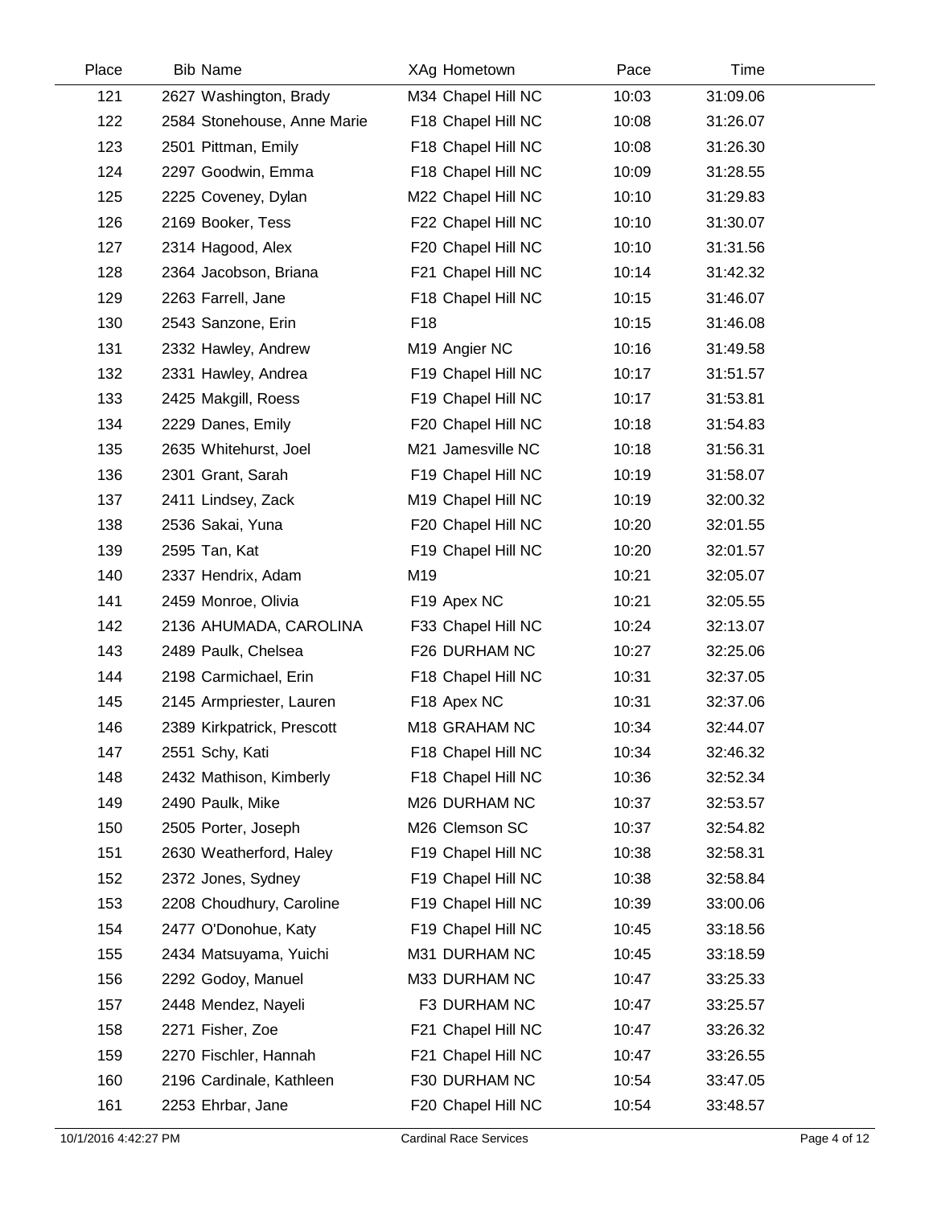| Place | Bib | Name | XAg | Hometown | Pace | Time |
|---|---|---|---|---|---|---|
| 121 | 2627 | Washington, Brady | M34 | Chapel Hill NC | 10:03 | 31:09.06 |
| 122 | 2584 | Stonehouse, Anne Marie | F18 | Chapel Hill NC | 10:08 | 31:26.07 |
| 123 | 2501 | Pittman, Emily | F18 | Chapel Hill NC | 10:08 | 31:26.30 |
| 124 | 2297 | Goodwin, Emma | F18 | Chapel Hill NC | 10:09 | 31:28.55 |
| 125 | 2225 | Coveney, Dylan | M22 | Chapel Hill NC | 10:10 | 31:29.83 |
| 126 | 2169 | Booker, Tess | F22 | Chapel Hill NC | 10:10 | 31:30.07 |
| 127 | 2314 | Hagood, Alex | F20 | Chapel Hill NC | 10:10 | 31:31.56 |
| 128 | 2364 | Jacobson, Briana | F21 | Chapel Hill NC | 10:14 | 31:42.32 |
| 129 | 2263 | Farrell, Jane | F18 | Chapel Hill NC | 10:15 | 31:46.07 |
| 130 | 2543 | Sanzone, Erin | F18 | | 10:15 | 31:46.08 |
| 131 | 2332 | Hawley, Andrew | M19 | Angier NC | 10:16 | 31:49.58 |
| 132 | 2331 | Hawley, Andrea | F19 | Chapel Hill NC | 10:17 | 31:51.57 |
| 133 | 2425 | Makgill, Roess | F19 | Chapel Hill NC | 10:17 | 31:53.81 |
| 134 | 2229 | Danes, Emily | F20 | Chapel Hill NC | 10:18 | 31:54.83 |
| 135 | 2635 | Whitehurst, Joel | M21 | Jamesville NC | 10:18 | 31:56.31 |
| 136 | 2301 | Grant, Sarah | F19 | Chapel Hill NC | 10:19 | 31:58.07 |
| 137 | 2411 | Lindsey, Zack | M19 | Chapel Hill NC | 10:19 | 32:00.32 |
| 138 | 2536 | Sakai, Yuna | F20 | Chapel Hill NC | 10:20 | 32:01.55 |
| 139 | 2595 | Tan, Kat | F19 | Chapel Hill NC | 10:20 | 32:01.57 |
| 140 | 2337 | Hendrix, Adam | M19 | | 10:21 | 32:05.07 |
| 141 | 2459 | Monroe, Olivia | F19 | Apex NC | 10:21 | 32:05.55 |
| 142 | 2136 | AHUMADA, CAROLINA | F33 | Chapel Hill NC | 10:24 | 32:13.07 |
| 143 | 2489 | Paulk, Chelsea | F26 | DURHAM NC | 10:27 | 32:25.06 |
| 144 | 2198 | Carmichael, Erin | F18 | Chapel Hill NC | 10:31 | 32:37.05 |
| 145 | 2145 | Armpriester, Lauren | F18 | Apex NC | 10:31 | 32:37.06 |
| 146 | 2389 | Kirkpatrick, Prescott | M18 | GRAHAM NC | 10:34 | 32:44.07 |
| 147 | 2551 | Schy, Kati | F18 | Chapel Hill NC | 10:34 | 32:46.32 |
| 148 | 2432 | Mathison, Kimberly | F18 | Chapel Hill NC | 10:36 | 32:52.34 |
| 149 | 2490 | Paulk, Mike | M26 | DURHAM NC | 10:37 | 32:53.57 |
| 150 | 2505 | Porter, Joseph | M26 | Clemson SC | 10:37 | 32:54.82 |
| 151 | 2630 | Weatherford, Haley | F19 | Chapel Hill NC | 10:38 | 32:58.31 |
| 152 | 2372 | Jones, Sydney | F19 | Chapel Hill NC | 10:38 | 32:58.84 |
| 153 | 2208 | Choudhury, Caroline | F19 | Chapel Hill NC | 10:39 | 33:00.06 |
| 154 | 2477 | O'Donohue, Katy | F19 | Chapel Hill NC | 10:45 | 33:18.56 |
| 155 | 2434 | Matsuyama, Yuichi | M31 | DURHAM NC | 10:45 | 33:18.59 |
| 156 | 2292 | Godoy, Manuel | M33 | DURHAM NC | 10:47 | 33:25.33 |
| 157 | 2448 | Mendez, Nayeli | F3 | DURHAM NC | 10:47 | 33:25.57 |
| 158 | 2271 | Fisher, Zoe | F21 | Chapel Hill NC | 10:47 | 33:26.32 |
| 159 | 2270 | Fischler, Hannah | F21 | Chapel Hill NC | 10:47 | 33:26.55 |
| 160 | 2196 | Cardinale, Kathleen | F30 | DURHAM NC | 10:54 | 33:47.05 |
| 161 | 2253 | Ehrbar, Jane | F20 | Chapel Hill NC | 10:54 | 33:48.57 |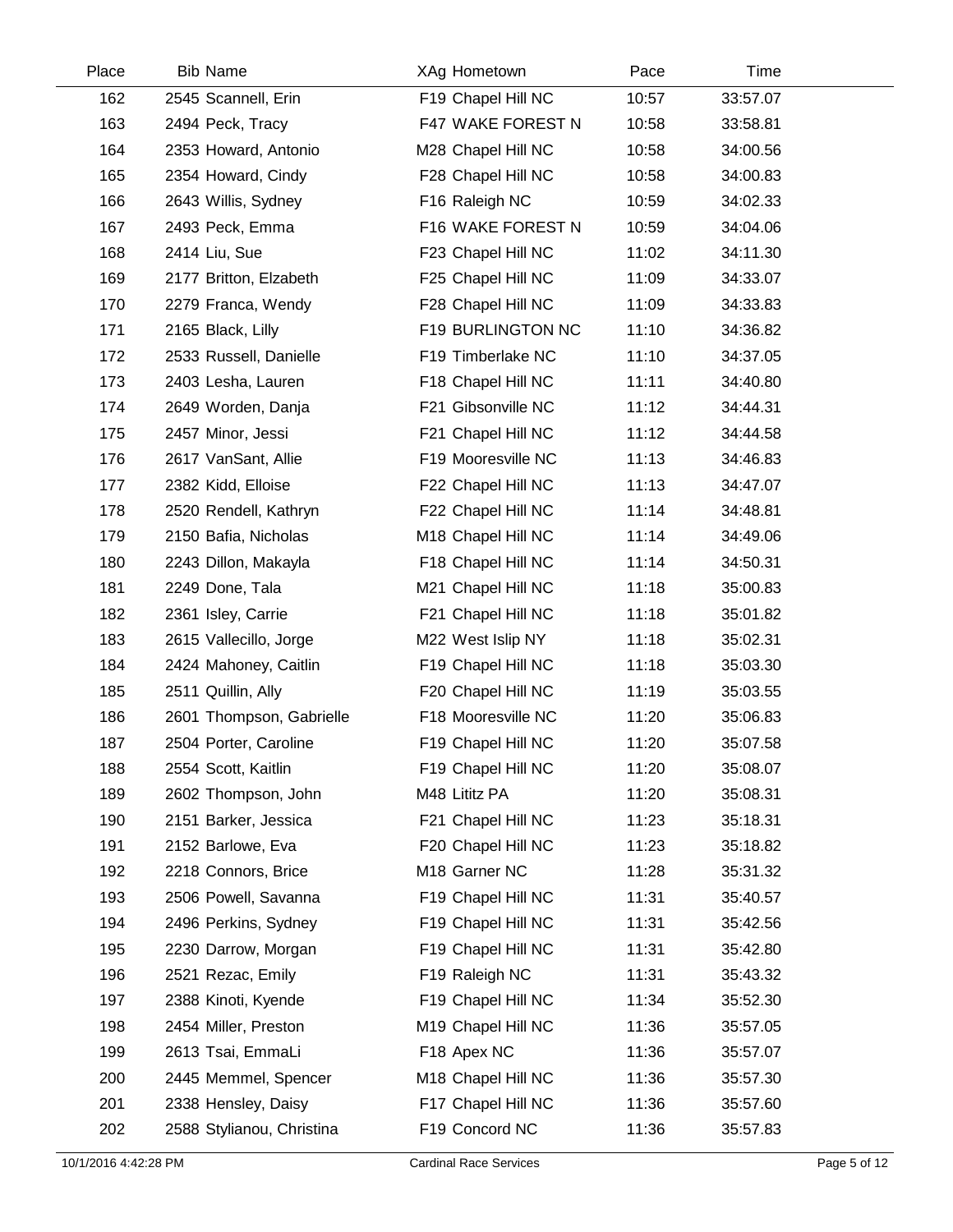| Place | Bib Name | XAg Hometown | Pace | Time |
|---|---|---|---|---|
| 162 | 2545 Scannell, Erin | F19 Chapel Hill NC | 10:57 | 33:57.07 |
| 163 | 2494 Peck, Tracy | F47 WAKE FOREST N | 10:58 | 33:58.81 |
| 164 | 2353 Howard, Antonio | M28 Chapel Hill NC | 10:58 | 34:00.56 |
| 165 | 2354 Howard, Cindy | F28 Chapel Hill NC | 10:58 | 34:00.83 |
| 166 | 2643 Willis, Sydney | F16 Raleigh NC | 10:59 | 34:02.33 |
| 167 | 2493 Peck, Emma | F16 WAKE FOREST N | 10:59 | 34:04.06 |
| 168 | 2414 Liu, Sue | F23 Chapel Hill NC | 11:02 | 34:11.30 |
| 169 | 2177 Britton, Elzabeth | F25 Chapel Hill NC | 11:09 | 34:33.07 |
| 170 | 2279 Franca, Wendy | F28 Chapel Hill NC | 11:09 | 34:33.83 |
| 171 | 2165 Black, Lilly | F19 BURLINGTON NC | 11:10 | 34:36.82 |
| 172 | 2533 Russell, Danielle | F19 Timberlake NC | 11:10 | 34:37.05 |
| 173 | 2403 Lesha, Lauren | F18 Chapel Hill NC | 11:11 | 34:40.80 |
| 174 | 2649 Worden, Danja | F21 Gibsonville NC | 11:12 | 34:44.31 |
| 175 | 2457 Minor, Jessi | F21 Chapel Hill NC | 11:12 | 34:44.58 |
| 176 | 2617 VanSant, Allie | F19 Mooresville NC | 11:13 | 34:46.83 |
| 177 | 2382 Kidd, Elloise | F22 Chapel Hill NC | 11:13 | 34:47.07 |
| 178 | 2520 Rendell, Kathryn | F22 Chapel Hill NC | 11:14 | 34:48.81 |
| 179 | 2150 Bafia, Nicholas | M18 Chapel Hill NC | 11:14 | 34:49.06 |
| 180 | 2243 Dillon, Makayla | F18 Chapel Hill NC | 11:14 | 34:50.31 |
| 181 | 2249 Done, Tala | M21 Chapel Hill NC | 11:18 | 35:00.83 |
| 182 | 2361 Isley, Carrie | F21 Chapel Hill NC | 11:18 | 35:01.82 |
| 183 | 2615 Vallecillo, Jorge | M22 West Islip NY | 11:18 | 35:02.31 |
| 184 | 2424 Mahoney, Caitlin | F19 Chapel Hill NC | 11:18 | 35:03.30 |
| 185 | 2511 Quillin, Ally | F20 Chapel Hill NC | 11:19 | 35:03.55 |
| 186 | 2601 Thompson, Gabrielle | F18 Mooresville NC | 11:20 | 35:06.83 |
| 187 | 2504 Porter, Caroline | F19 Chapel Hill NC | 11:20 | 35:07.58 |
| 188 | 2554 Scott, Kaitlin | F19 Chapel Hill NC | 11:20 | 35:08.07 |
| 189 | 2602 Thompson, John | M48 Lititz PA | 11:20 | 35:08.31 |
| 190 | 2151 Barker, Jessica | F21 Chapel Hill NC | 11:23 | 35:18.31 |
| 191 | 2152 Barlowe, Eva | F20 Chapel Hill NC | 11:23 | 35:18.82 |
| 192 | 2218 Connors, Brice | M18 Garner NC | 11:28 | 35:31.32 |
| 193 | 2506 Powell, Savanna | F19 Chapel Hill NC | 11:31 | 35:40.57 |
| 194 | 2496 Perkins, Sydney | F19 Chapel Hill NC | 11:31 | 35:42.56 |
| 195 | 2230 Darrow, Morgan | F19 Chapel Hill NC | 11:31 | 35:42.80 |
| 196 | 2521 Rezac, Emily | F19 Raleigh NC | 11:31 | 35:43.32 |
| 197 | 2388 Kinoti, Kyende | F19 Chapel Hill NC | 11:34 | 35:52.30 |
| 198 | 2454 Miller, Preston | M19 Chapel Hill NC | 11:36 | 35:57.05 |
| 199 | 2613 Tsai, EmmaLi | F18 Apex NC | 11:36 | 35:57.07 |
| 200 | 2445 Memmel, Spencer | M18 Chapel Hill NC | 11:36 | 35:57.30 |
| 201 | 2338 Hensley, Daisy | F17 Chapel Hill NC | 11:36 | 35:57.60 |
| 202 | 2588 Stylianou, Christina | F19 Concord NC | 11:36 | 35:57.83 |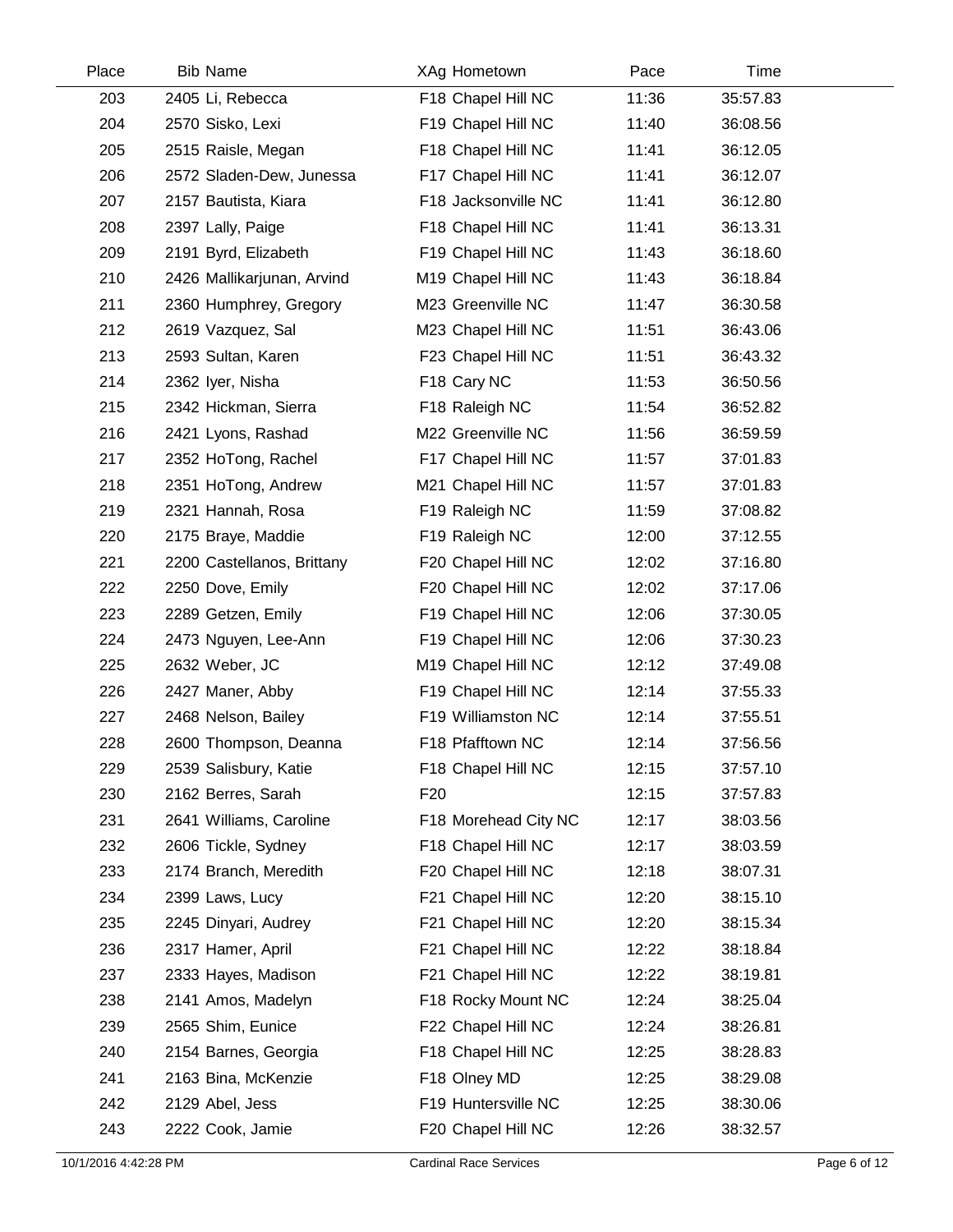| Place | Bib | Name | XAg | Hometown | Pace | Time |
|---|---|---|---|---|---|---|
| 203 | 2405 | Li, Rebecca | F18 | Chapel Hill NC | 11:36 | 35:57.83 |
| 204 | 2570 | Sisko, Lexi | F19 | Chapel Hill NC | 11:40 | 36:08.56 |
| 205 | 2515 | Raisle, Megan | F18 | Chapel Hill NC | 11:41 | 36:12.05 |
| 206 | 2572 | Sladen-Dew, Junessa | F17 | Chapel Hill NC | 11:41 | 36:12.07 |
| 207 | 2157 | Bautista, Kiara | F18 | Jacksonville NC | 11:41 | 36:12.80 |
| 208 | 2397 | Lally, Paige | F18 | Chapel Hill NC | 11:41 | 36:13.31 |
| 209 | 2191 | Byrd, Elizabeth | F19 | Chapel Hill NC | 11:43 | 36:18.60 |
| 210 | 2426 | Mallikarjunan, Arvind | M19 | Chapel Hill NC | 11:43 | 36:18.84 |
| 211 | 2360 | Humphrey, Gregory | M23 | Greenville NC | 11:47 | 36:30.58 |
| 212 | 2619 | Vazquez, Sal | M23 | Chapel Hill NC | 11:51 | 36:43.06 |
| 213 | 2593 | Sultan, Karen | F23 | Chapel Hill NC | 11:51 | 36:43.32 |
| 214 | 2362 | Iyer, Nisha | F18 | Cary NC | 11:53 | 36:50.56 |
| 215 | 2342 | Hickman, Sierra | F18 | Raleigh NC | 11:54 | 36:52.82 |
| 216 | 2421 | Lyons, Rashad | M22 | Greenville NC | 11:56 | 36:59.59 |
| 217 | 2352 | HoTong, Rachel | F17 | Chapel Hill NC | 11:57 | 37:01.83 |
| 218 | 2351 | HoTong, Andrew | M21 | Chapel Hill NC | 11:57 | 37:01.83 |
| 219 | 2321 | Hannah, Rosa | F19 | Raleigh NC | 11:59 | 37:08.82 |
| 220 | 2175 | Braye, Maddie | F19 | Raleigh NC | 12:00 | 37:12.55 |
| 221 | 2200 | Castellanos, Brittany | F20 | Chapel Hill NC | 12:02 | 37:16.80 |
| 222 | 2250 | Dove, Emily | F20 | Chapel Hill NC | 12:02 | 37:17.06 |
| 223 | 2289 | Getzen, Emily | F19 | Chapel Hill NC | 12:06 | 37:30.05 |
| 224 | 2473 | Nguyen, Lee-Ann | F19 | Chapel Hill NC | 12:06 | 37:30.23 |
| 225 | 2632 | Weber, JC | M19 | Chapel Hill NC | 12:12 | 37:49.08 |
| 226 | 2427 | Maner, Abby | F19 | Chapel Hill NC | 12:14 | 37:55.33 |
| 227 | 2468 | Nelson, Bailey | F19 | Williamston NC | 12:14 | 37:55.51 |
| 228 | 2600 | Thompson, Deanna | F18 | Pfafftown NC | 12:14 | 37:56.56 |
| 229 | 2539 | Salisbury, Katie | F18 | Chapel Hill NC | 12:15 | 37:57.10 |
| 230 | 2162 | Berres, Sarah | F20 | | 12:15 | 37:57.83 |
| 231 | 2641 | Williams, Caroline | F18 | Morehead City NC | 12:17 | 38:03.56 |
| 232 | 2606 | Tickle, Sydney | F18 | Chapel Hill NC | 12:17 | 38:03.59 |
| 233 | 2174 | Branch, Meredith | F20 | Chapel Hill NC | 12:18 | 38:07.31 |
| 234 | 2399 | Laws, Lucy | F21 | Chapel Hill NC | 12:20 | 38:15.10 |
| 235 | 2245 | Dinyari, Audrey | F21 | Chapel Hill NC | 12:20 | 38:15.34 |
| 236 | 2317 | Hamer, April | F21 | Chapel Hill NC | 12:22 | 38:18.84 |
| 237 | 2333 | Hayes, Madison | F21 | Chapel Hill NC | 12:22 | 38:19.81 |
| 238 | 2141 | Amos, Madelyn | F18 | Rocky Mount NC | 12:24 | 38:25.04 |
| 239 | 2565 | Shim, Eunice | F22 | Chapel Hill NC | 12:24 | 38:26.81 |
| 240 | 2154 | Barnes, Georgia | F18 | Chapel Hill NC | 12:25 | 38:28.83 |
| 241 | 2163 | Bina, McKenzie | F18 | Olney MD | 12:25 | 38:29.08 |
| 242 | 2129 | Abel, Jess | F19 | Huntersville NC | 12:25 | 38:30.06 |
| 243 | 2222 | Cook, Jamie | F20 | Chapel Hill NC | 12:26 | 38:32.57 |

10/1/2016 4:42:28 PM    Cardinal Race Services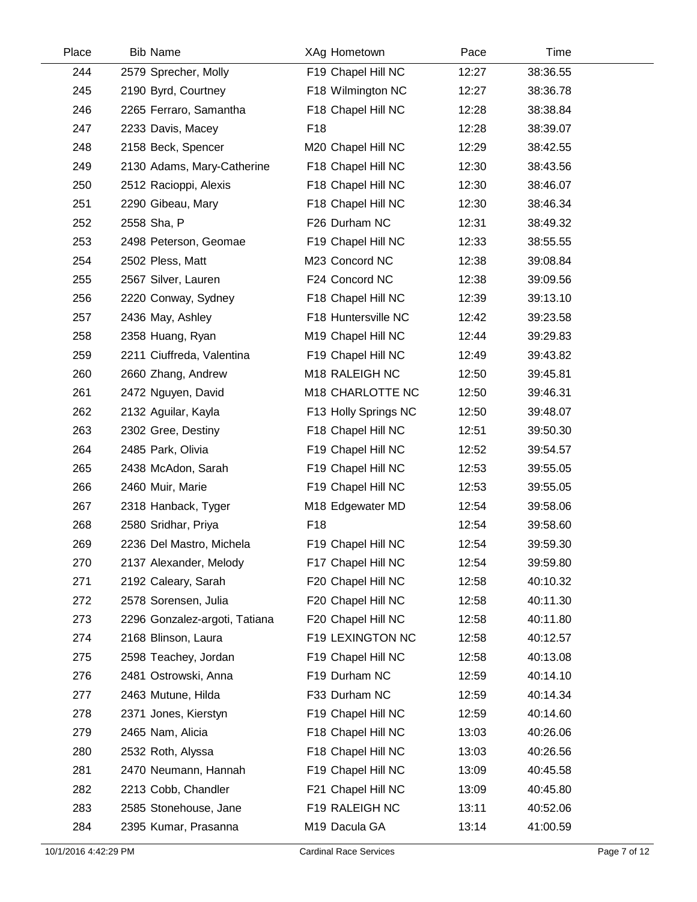| Place | Bib | Name | XAg | Hometown | Pace | Time |
|---|---|---|---|---|---|---|
| 244 | 2579 | Sprecher, Molly | F19 | Chapel Hill NC | 12:27 | 38:36.55 |
| 245 | 2190 | Byrd, Courtney | F18 | Wilmington NC | 12:27 | 38:36.78 |
| 246 | 2265 | Ferraro, Samantha | F18 | Chapel Hill NC | 12:28 | 38:38.84 |
| 247 | 2233 | Davis, Macey | F18 | | 12:28 | 38:39.07 |
| 248 | 2158 | Beck, Spencer | M20 | Chapel Hill NC | 12:29 | 38:42.55 |
| 249 | 2130 | Adams, Mary-Catherine | F18 | Chapel Hill NC | 12:30 | 38:43.56 |
| 250 | 2512 | Racioppi, Alexis | F18 | Chapel Hill NC | 12:30 | 38:46.07 |
| 251 | 2290 | Gibeau, Mary | F18 | Chapel Hill NC | 12:30 | 38:46.34 |
| 252 | 2558 | Sha, P | F26 | Durham NC | 12:31 | 38:49.32 |
| 253 | 2498 | Peterson, Geomae | F19 | Chapel Hill NC | 12:33 | 38:55.55 |
| 254 | 2502 | Pless, Matt | M23 | Concord NC | 12:38 | 39:08.84 |
| 255 | 2567 | Silver, Lauren | F24 | Concord NC | 12:38 | 39:09.56 |
| 256 | 2220 | Conway, Sydney | F18 | Chapel Hill NC | 12:39 | 39:13.10 |
| 257 | 2436 | May, Ashley | F18 | Huntersville NC | 12:42 | 39:23.58 |
| 258 | 2358 | Huang, Ryan | M19 | Chapel Hill NC | 12:44 | 39:29.83 |
| 259 | 2211 | Ciuffreda, Valentina | F19 | Chapel Hill NC | 12:49 | 39:43.82 |
| 260 | 2660 | Zhang, Andrew | M18 | RALEIGH NC | 12:50 | 39:45.81 |
| 261 | 2472 | Nguyen, David | M18 | CHARLOTTE NC | 12:50 | 39:46.31 |
| 262 | 2132 | Aguilar, Kayla | F13 | Holly Springs NC | 12:50 | 39:48.07 |
| 263 | 2302 | Gree, Destiny | F18 | Chapel Hill NC | 12:51 | 39:50.30 |
| 264 | 2485 | Park, Olivia | F19 | Chapel Hill NC | 12:52 | 39:54.57 |
| 265 | 2438 | McAdon, Sarah | F19 | Chapel Hill NC | 12:53 | 39:55.05 |
| 266 | 2460 | Muir, Marie | F19 | Chapel Hill NC | 12:53 | 39:55.05 |
| 267 | 2318 | Hanback, Tyger | M18 | Edgewater MD | 12:54 | 39:58.06 |
| 268 | 2580 | Sridhar, Priya | F18 | | 12:54 | 39:58.60 |
| 269 | 2236 | Del Mastro, Michela | F19 | Chapel Hill NC | 12:54 | 39:59.30 |
| 270 | 2137 | Alexander, Melody | F17 | Chapel Hill NC | 12:54 | 39:59.80 |
| 271 | 2192 | Caleary, Sarah | F20 | Chapel Hill NC | 12:58 | 40:10.32 |
| 272 | 2578 | Sorensen, Julia | F20 | Chapel Hill NC | 12:58 | 40:11.30 |
| 273 | 2296 | Gonzalez-argoti, Tatiana | F20 | Chapel Hill NC | 12:58 | 40:11.80 |
| 274 | 2168 | Blinson, Laura | F19 | LEXINGTON NC | 12:58 | 40:12.57 |
| 275 | 2598 | Teachey, Jordan | F19 | Chapel Hill NC | 12:58 | 40:13.08 |
| 276 | 2481 | Ostrowski, Anna | F19 | Durham NC | 12:59 | 40:14.10 |
| 277 | 2463 | Mutune, Hilda | F33 | Durham NC | 12:59 | 40:14.34 |
| 278 | 2371 | Jones, Kierstyn | F19 | Chapel Hill NC | 12:59 | 40:14.60 |
| 279 | 2465 | Nam, Alicia | F18 | Chapel Hill NC | 13:03 | 40:26.06 |
| 280 | 2532 | Roth, Alyssa | F18 | Chapel Hill NC | 13:03 | 40:26.56 |
| 281 | 2470 | Neumann, Hannah | F19 | Chapel Hill NC | 13:09 | 40:45.58 |
| 282 | 2213 | Cobb, Chandler | F21 | Chapel Hill NC | 13:09 | 40:45.80 |
| 283 | 2585 | Stonehouse, Jane | F19 | RALEIGH NC | 13:11 | 40:52.06 |
| 284 | 2395 | Kumar, Prasanna | M19 | Dacula GA | 13:14 | 41:00.59 |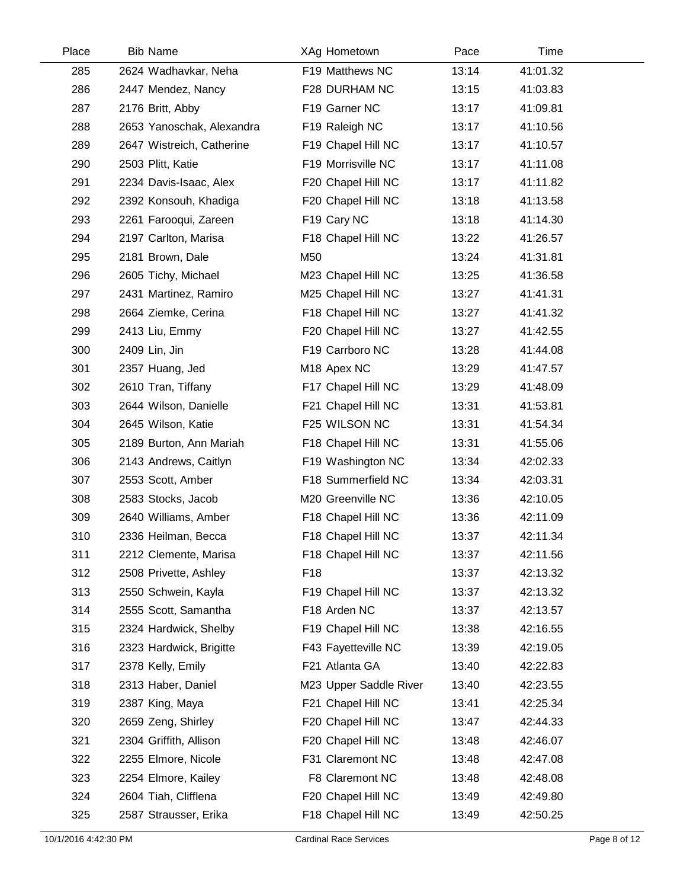| Place | Bib | Name | XAg | Hometown | Pace | Time |
|---|---|---|---|---|---|---|
| 285 | 2624 | Wadhavkar, Neha | F19 | Matthews NC | 13:14 | 41:01.32 |
| 286 | 2447 | Mendez, Nancy | F28 | DURHAM NC | 13:15 | 41:03.83 |
| 287 | 2176 | Britt, Abby | F19 | Garner NC | 13:17 | 41:09.81 |
| 288 | 2653 | Yanoschak, Alexandra | F19 | Raleigh NC | 13:17 | 41:10.56 |
| 289 | 2647 | Wistreich, Catherine | F19 | Chapel Hill NC | 13:17 | 41:10.57 |
| 290 | 2503 | Plitt, Katie | F19 | Morrisville NC | 13:17 | 41:11.08 |
| 291 | 2234 | Davis-Isaac, Alex | F20 | Chapel Hill NC | 13:17 | 41:11.82 |
| 292 | 2392 | Konsouh, Khadiga | F20 | Chapel Hill NC | 13:18 | 41:13.58 |
| 293 | 2261 | Farooqui, Zareen | F19 | Cary NC | 13:18 | 41:14.30 |
| 294 | 2197 | Carlton, Marisa | F18 | Chapel Hill NC | 13:22 | 41:26.57 |
| 295 | 2181 | Brown, Dale | M50 | | 13:24 | 41:31.81 |
| 296 | 2605 | Tichy, Michael | M23 | Chapel Hill NC | 13:25 | 41:36.58 |
| 297 | 2431 | Martinez, Ramiro | M25 | Chapel Hill NC | 13:27 | 41:41.31 |
| 298 | 2664 | Ziemke, Cerina | F18 | Chapel Hill NC | 13:27 | 41:41.32 |
| 299 | 2413 | Liu, Emmy | F20 | Chapel Hill NC | 13:27 | 41:42.55 |
| 300 | 2409 | Lin, Jin | F19 | Carrboro NC | 13:28 | 41:44.08 |
| 301 | 2357 | Huang, Jed | M18 | Apex NC | 13:29 | 41:47.57 |
| 302 | 2610 | Tran, Tiffany | F17 | Chapel Hill NC | 13:29 | 41:48.09 |
| 303 | 2644 | Wilson, Danielle | F21 | Chapel Hill NC | 13:31 | 41:53.81 |
| 304 | 2645 | Wilson, Katie | F25 | WILSON NC | 13:31 | 41:54.34 |
| 305 | 2189 | Burton, Ann Mariah | F18 | Chapel Hill NC | 13:31 | 41:55.06 |
| 306 | 2143 | Andrews, Caitlyn | F19 | Washington NC | 13:34 | 42:02.33 |
| 307 | 2553 | Scott, Amber | F18 | Summerfield NC | 13:34 | 42:03.31 |
| 308 | 2583 | Stocks, Jacob | M20 | Greenville NC | 13:36 | 42:10.05 |
| 309 | 2640 | Williams, Amber | F18 | Chapel Hill NC | 13:36 | 42:11.09 |
| 310 | 2336 | Heilman, Becca | F18 | Chapel Hill NC | 13:37 | 42:11.34 |
| 311 | 2212 | Clemente, Marisa | F18 | Chapel Hill NC | 13:37 | 42:11.56 |
| 312 | 2508 | Privette, Ashley | F18 | | 13:37 | 42:13.32 |
| 313 | 2550 | Schwein, Kayla | F19 | Chapel Hill NC | 13:37 | 42:13.32 |
| 314 | 2555 | Scott, Samantha | F18 | Arden NC | 13:37 | 42:13.57 |
| 315 | 2324 | Hardwick, Shelby | F19 | Chapel Hill NC | 13:38 | 42:16.55 |
| 316 | 2323 | Hardwick, Brigitte | F43 | Fayetteville NC | 13:39 | 42:19.05 |
| 317 | 2378 | Kelly, Emily | F21 | Atlanta GA | 13:40 | 42:22.83 |
| 318 | 2313 | Haber, Daniel | M23 | Upper Saddle River | 13:40 | 42:23.55 |
| 319 | 2387 | King, Maya | F21 | Chapel Hill NC | 13:41 | 42:25.34 |
| 320 | 2659 | Zeng, Shirley | F20 | Chapel Hill NC | 13:47 | 42:44.33 |
| 321 | 2304 | Griffith, Allison | F20 | Chapel Hill NC | 13:48 | 42:46.07 |
| 322 | 2255 | Elmore, Nicole | F31 | Claremont NC | 13:48 | 42:47.08 |
| 323 | 2254 | Elmore, Kailey | F8 | Claremont NC | 13:48 | 42:48.08 |
| 324 | 2604 | Tiah, Clifflena | F20 | Chapel Hill NC | 13:49 | 42:49.80 |
| 325 | 2587 | Strausser, Erika | F18 | Chapel Hill NC | 13:49 | 42:50.25 |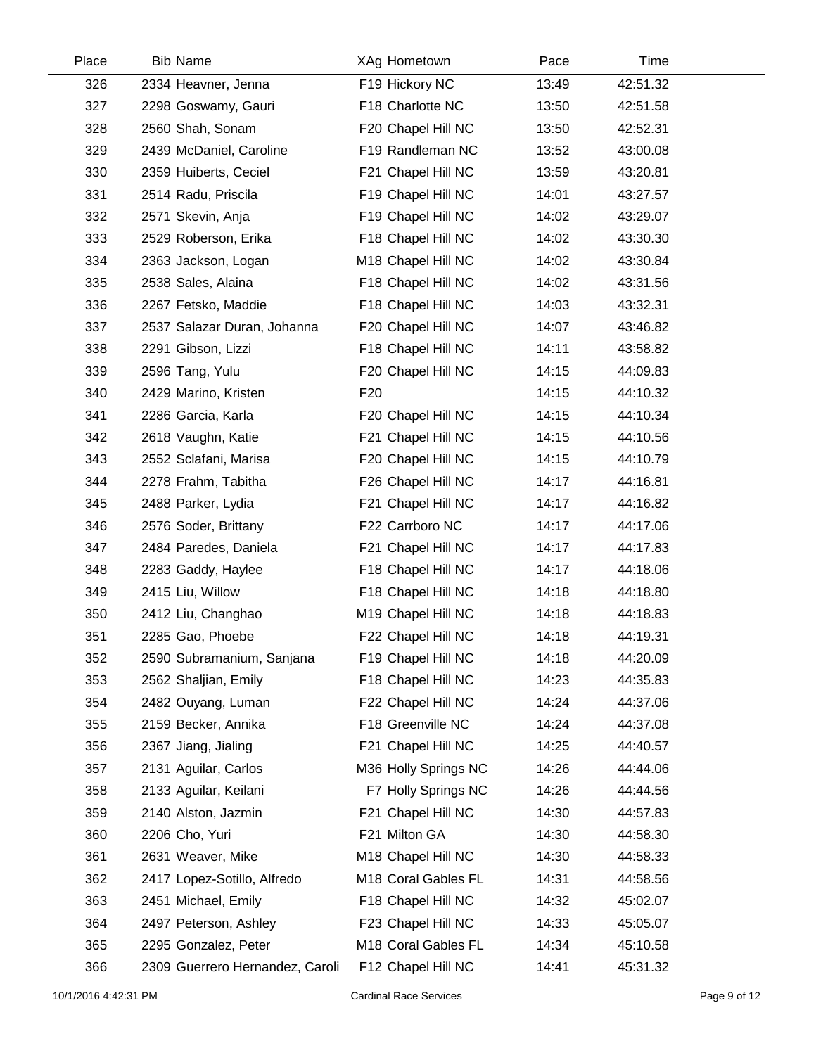| Place | Bib | Name | XAg | Hometown | Pace | Time |
|---|---|---|---|---|---|---|
| 326 | 2334 | Heavner, Jenna | F19 | Hickory NC | 13:49 | 42:51.32 |
| 327 | 2298 | Goswamy, Gauri | F18 | Charlotte NC | 13:50 | 42:51.58 |
| 328 | 2560 | Shah, Sonam | F20 | Chapel Hill NC | 13:50 | 42:52.31 |
| 329 | 2439 | McDaniel, Caroline | F19 | Randleman NC | 13:52 | 43:00.08 |
| 330 | 2359 | Huiberts, Ceciel | F21 | Chapel Hill NC | 13:59 | 43:20.81 |
| 331 | 2514 | Radu, Priscila | F19 | Chapel Hill NC | 14:01 | 43:27.57 |
| 332 | 2571 | Skevin, Anja | F19 | Chapel Hill NC | 14:02 | 43:29.07 |
| 333 | 2529 | Roberson, Erika | F18 | Chapel Hill NC | 14:02 | 43:30.30 |
| 334 | 2363 | Jackson, Logan | M18 | Chapel Hill NC | 14:02 | 43:30.84 |
| 335 | 2538 | Sales, Alaina | F18 | Chapel Hill NC | 14:02 | 43:31.56 |
| 336 | 2267 | Fetsko, Maddie | F18 | Chapel Hill NC | 14:03 | 43:32.31 |
| 337 | 2537 | Salazar Duran, Johanna | F20 | Chapel Hill NC | 14:07 | 43:46.82 |
| 338 | 2291 | Gibson, Lizzi | F18 | Chapel Hill NC | 14:11 | 43:58.82 |
| 339 | 2596 | Tang, Yulu | F20 | Chapel Hill NC | 14:15 | 44:09.83 |
| 340 | 2429 | Marino, Kristen | F20 | | 14:15 | 44:10.32 |
| 341 | 2286 | Garcia, Karla | F20 | Chapel Hill NC | 14:15 | 44:10.34 |
| 342 | 2618 | Vaughn, Katie | F21 | Chapel Hill NC | 14:15 | 44:10.56 |
| 343 | 2552 | Sclafani, Marisa | F20 | Chapel Hill NC | 14:15 | 44:10.79 |
| 344 | 2278 | Frahm, Tabitha | F26 | Chapel Hill NC | 14:17 | 44:16.81 |
| 345 | 2488 | Parker, Lydia | F21 | Chapel Hill NC | 14:17 | 44:16.82 |
| 346 | 2576 | Soder, Brittany | F22 | Carrboro NC | 14:17 | 44:17.06 |
| 347 | 2484 | Paredes, Daniela | F21 | Chapel Hill NC | 14:17 | 44:17.83 |
| 348 | 2283 | Gaddy, Haylee | F18 | Chapel Hill NC | 14:17 | 44:18.06 |
| 349 | 2415 | Liu, Willow | F18 | Chapel Hill NC | 14:18 | 44:18.80 |
| 350 | 2412 | Liu, Changhao | M19 | Chapel Hill NC | 14:18 | 44:18.83 |
| 351 | 2285 | Gao, Phoebe | F22 | Chapel Hill NC | 14:18 | 44:19.31 |
| 352 | 2590 | Subramanium, Sanjana | F19 | Chapel Hill NC | 14:18 | 44:20.09 |
| 353 | 2562 | Shaljian, Emily | F18 | Chapel Hill NC | 14:23 | 44:35.83 |
| 354 | 2482 | Ouyang, Luman | F22 | Chapel Hill NC | 14:24 | 44:37.06 |
| 355 | 2159 | Becker, Annika | F18 | Greenville NC | 14:24 | 44:37.08 |
| 356 | 2367 | Jiang, Jialing | F21 | Chapel Hill NC | 14:25 | 44:40.57 |
| 357 | 2131 | Aguilar, Carlos | M36 | Holly Springs NC | 14:26 | 44:44.06 |
| 358 | 2133 | Aguilar, Keilani | F7 | Holly Springs NC | 14:26 | 44:44.56 |
| 359 | 2140 | Alston, Jazmin | F21 | Chapel Hill NC | 14:30 | 44:57.83 |
| 360 | 2206 | Cho, Yuri | F21 | Milton GA | 14:30 | 44:58.30 |
| 361 | 2631 | Weaver, Mike | M18 | Chapel Hill NC | 14:30 | 44:58.33 |
| 362 | 2417 | Lopez-Sotillo, Alfredo | M18 | Coral Gables FL | 14:31 | 44:58.56 |
| 363 | 2451 | Michael, Emily | F18 | Chapel Hill NC | 14:32 | 45:02.07 |
| 364 | 2497 | Peterson, Ashley | F23 | Chapel Hill NC | 14:33 | 45:05.07 |
| 365 | 2295 | Gonzalez, Peter | M18 | Coral Gables FL | 14:34 | 45:10.58 |
| 366 | 2309 | Guerrero Hernandez, Caroli | F12 | Chapel Hill NC | 14:41 | 45:31.32 |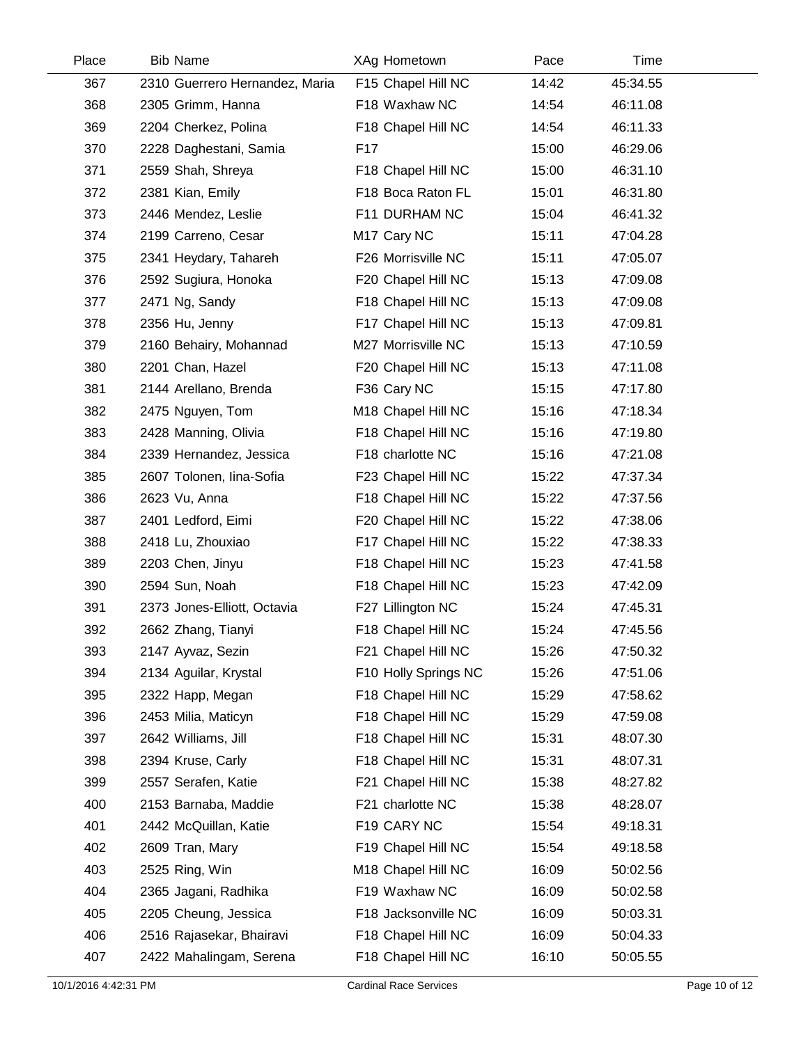| Place | Bib | Name | XAg | Hometown | Pace | Time |
|---|---|---|---|---|---|---|
| 367 | 2310 | Guerrero Hernandez, Maria | F15 | Chapel Hill NC | 14:42 | 45:34.55 |
| 368 | 2305 | Grimm, Hanna | F18 | Waxhaw NC | 14:54 | 46:11.08 |
| 369 | 2204 | Cherkez, Polina | F18 | Chapel Hill NC | 14:54 | 46:11.33 |
| 370 | 2228 | Daghestani, Samia | F17 | | 15:00 | 46:29.06 |
| 371 | 2559 | Shah, Shreya | F18 | Chapel Hill NC | 15:00 | 46:31.10 |
| 372 | 2381 | Kian, Emily | F18 | Boca Raton FL | 15:01 | 46:31.80 |
| 373 | 2446 | Mendez, Leslie | F11 | DURHAM NC | 15:04 | 46:41.32 |
| 374 | 2199 | Carreno, Cesar | M17 | Cary NC | 15:11 | 47:04.28 |
| 375 | 2341 | Heydary, Tahareh | F26 | Morrisville NC | 15:11 | 47:05.07 |
| 376 | 2592 | Sugiura, Honoka | F20 | Chapel Hill NC | 15:13 | 47:09.08 |
| 377 | 2471 | Ng, Sandy | F18 | Chapel Hill NC | 15:13 | 47:09.08 |
| 378 | 2356 | Hu, Jenny | F17 | Chapel Hill NC | 15:13 | 47:09.81 |
| 379 | 2160 | Behairy, Mohannad | M27 | Morrisville NC | 15:13 | 47:10.59 |
| 380 | 2201 | Chan, Hazel | F20 | Chapel Hill NC | 15:13 | 47:11.08 |
| 381 | 2144 | Arellano, Brenda | F36 | Cary NC | 15:15 | 47:17.80 |
| 382 | 2475 | Nguyen, Tom | M18 | Chapel Hill NC | 15:16 | 47:18.34 |
| 383 | 2428 | Manning, Olivia | F18 | Chapel Hill NC | 15:16 | 47:19.80 |
| 384 | 2339 | Hernandez, Jessica | F18 | charlotte NC | 15:16 | 47:21.08 |
| 385 | 2607 | Tolonen, Iina-Sofia | F23 | Chapel Hill NC | 15:22 | 47:37.34 |
| 386 | 2623 | Vu, Anna | F18 | Chapel Hill NC | 15:22 | 47:37.56 |
| 387 | 2401 | Ledford, Eimi | F20 | Chapel Hill NC | 15:22 | 47:38.06 |
| 388 | 2418 | Lu, Zhouxiao | F17 | Chapel Hill NC | 15:22 | 47:38.33 |
| 389 | 2203 | Chen, Jinyu | F18 | Chapel Hill NC | 15:23 | 47:41.58 |
| 390 | 2594 | Sun, Noah | F18 | Chapel Hill NC | 15:23 | 47:42.09 |
| 391 | 2373 | Jones-Elliott, Octavia | F27 | Lillington NC | 15:24 | 47:45.31 |
| 392 | 2662 | Zhang, Tianyi | F18 | Chapel Hill NC | 15:24 | 47:45.56 |
| 393 | 2147 | Ayvaz, Sezin | F21 | Chapel Hill NC | 15:26 | 47:50.32 |
| 394 | 2134 | Aguilar, Krystal | F10 | Holly Springs NC | 15:26 | 47:51.06 |
| 395 | 2322 | Happ, Megan | F18 | Chapel Hill NC | 15:29 | 47:58.62 |
| 396 | 2453 | Milia, Maticyn | F18 | Chapel Hill NC | 15:29 | 47:59.08 |
| 397 | 2642 | Williams, Jill | F18 | Chapel Hill NC | 15:31 | 48:07.30 |
| 398 | 2394 | Kruse, Carly | F18 | Chapel Hill NC | 15:31 | 48:07.31 |
| 399 | 2557 | Serafen, Katie | F21 | Chapel Hill NC | 15:38 | 48:27.82 |
| 400 | 2153 | Barnaba, Maddie | F21 | charlotte NC | 15:38 | 48:28.07 |
| 401 | 2442 | McQuillan, Katie | F19 | CARY NC | 15:54 | 49:18.31 |
| 402 | 2609 | Tran, Mary | F19 | Chapel Hill NC | 15:54 | 49:18.58 |
| 403 | 2525 | Ring, Win | M18 | Chapel Hill NC | 16:09 | 50:02.56 |
| 404 | 2365 | Jagani, Radhika | F19 | Waxhaw NC | 16:09 | 50:02.58 |
| 405 | 2205 | Cheung, Jessica | F18 | Jacksonville NC | 16:09 | 50:03.31 |
| 406 | 2516 | Rajasekar, Bhairavi | F18 | Chapel Hill NC | 16:09 | 50:04.33 |
| 407 | 2422 | Mahalingam, Serena | F18 | Chapel Hill NC | 16:10 | 50:05.55 |

10/1/2016 4:42:31 PM Cardinal Race Services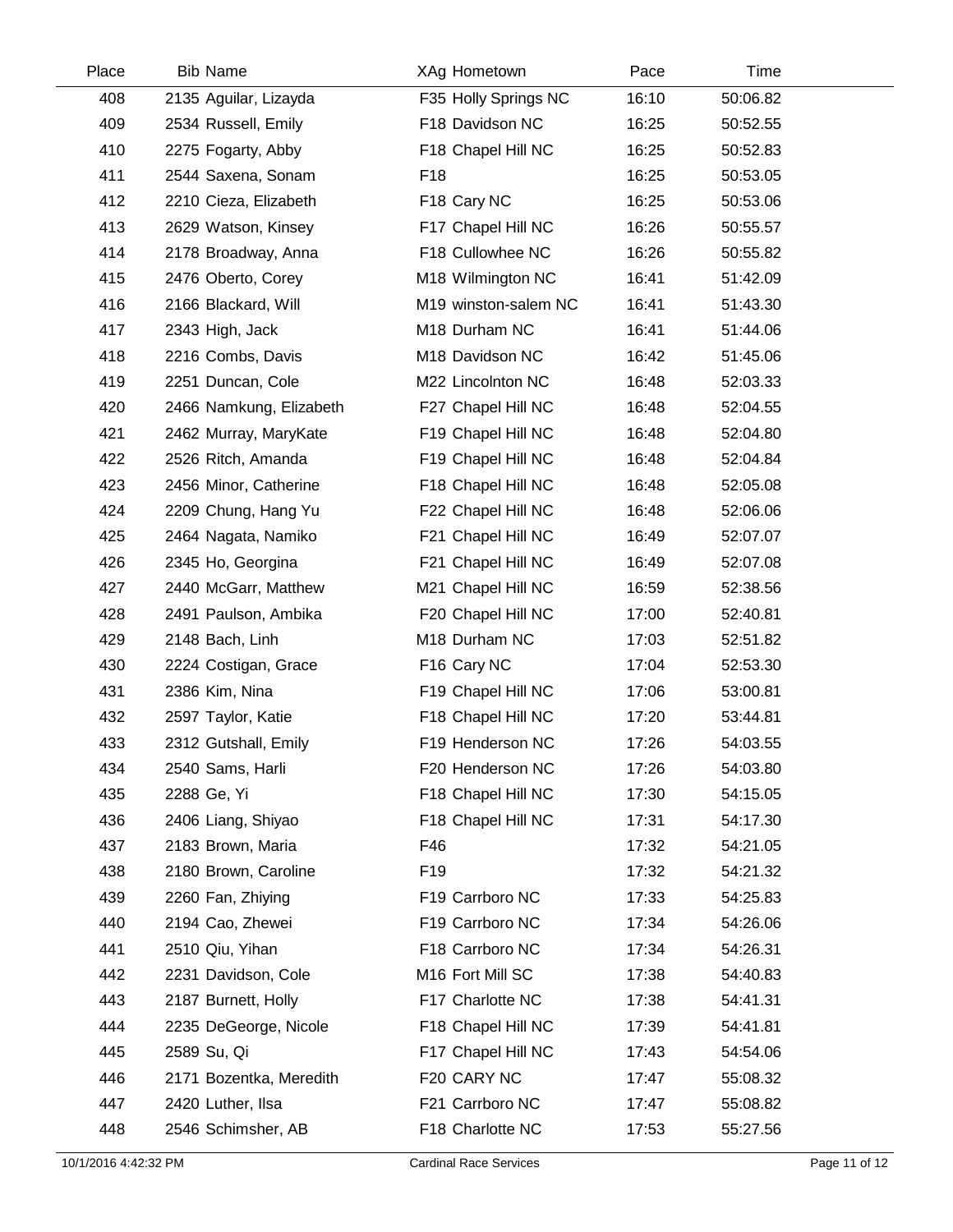| Place | Bib | Name | XAg | Hometown | Pace | Time |
|---|---|---|---|---|---|---|
| 408 | 2135 | Aguilar, Lizayda | F35 | Holly Springs NC | 16:10 | 50:06.82 |
| 409 | 2534 | Russell, Emily | F18 | Davidson NC | 16:25 | 50:52.55 |
| 410 | 2275 | Fogarty, Abby | F18 | Chapel Hill NC | 16:25 | 50:52.83 |
| 411 | 2544 | Saxena, Sonam | F18 | | 16:25 | 50:53.05 |
| 412 | 2210 | Cieza, Elizabeth | F18 | Cary NC | 16:25 | 50:53.06 |
| 413 | 2629 | Watson, Kinsey | F17 | Chapel Hill NC | 16:26 | 50:55.57 |
| 414 | 2178 | Broadway, Anna | F18 | Cullowhee NC | 16:26 | 50:55.82 |
| 415 | 2476 | Oberto, Corey | M18 | Wilmington NC | 16:41 | 51:42.09 |
| 416 | 2166 | Blackard, Will | M19 | winston-salem NC | 16:41 | 51:43.30 |
| 417 | 2343 | High, Jack | M18 | Durham NC | 16:41 | 51:44.06 |
| 418 | 2216 | Combs, Davis | M18 | Davidson NC | 16:42 | 51:45.06 |
| 419 | 2251 | Duncan, Cole | M22 | Lincolnton NC | 16:48 | 52:03.33 |
| 420 | 2466 | Namkung, Elizabeth | F27 | Chapel Hill NC | 16:48 | 52:04.55 |
| 421 | 2462 | Murray, MaryKate | F19 | Chapel Hill NC | 16:48 | 52:04.80 |
| 422 | 2526 | Ritch, Amanda | F19 | Chapel Hill NC | 16:48 | 52:04.84 |
| 423 | 2456 | Minor, Catherine | F18 | Chapel Hill NC | 16:48 | 52:05.08 |
| 424 | 2209 | Chung, Hang Yu | F22 | Chapel Hill NC | 16:48 | 52:06.06 |
| 425 | 2464 | Nagata, Namiko | F21 | Chapel Hill NC | 16:49 | 52:07.07 |
| 426 | 2345 | Ho, Georgina | F21 | Chapel Hill NC | 16:49 | 52:07.08 |
| 427 | 2440 | McGarr, Matthew | M21 | Chapel Hill NC | 16:59 | 52:38.56 |
| 428 | 2491 | Paulson, Ambika | F20 | Chapel Hill NC | 17:00 | 52:40.81 |
| 429 | 2148 | Bach, Linh | M18 | Durham NC | 17:03 | 52:51.82 |
| 430 | 2224 | Costigan, Grace | F16 | Cary NC | 17:04 | 52:53.30 |
| 431 | 2386 | Kim, Nina | F19 | Chapel Hill NC | 17:06 | 53:00.81 |
| 432 | 2597 | Taylor, Katie | F18 | Chapel Hill NC | 17:20 | 53:44.81 |
| 433 | 2312 | Gutshall, Emily | F19 | Henderson NC | 17:26 | 54:03.55 |
| 434 | 2540 | Sams, Harli | F20 | Henderson NC | 17:26 | 54:03.80 |
| 435 | 2288 | Ge, Yi | F18 | Chapel Hill NC | 17:30 | 54:15.05 |
| 436 | 2406 | Liang, Shiyao | F18 | Chapel Hill NC | 17:31 | 54:17.30 |
| 437 | 2183 | Brown, Maria | F46 | | 17:32 | 54:21.05 |
| 438 | 2180 | Brown, Caroline | F19 | | 17:32 | 54:21.32 |
| 439 | 2260 | Fan, Zhiying | F19 | Carrboro NC | 17:33 | 54:25.83 |
| 440 | 2194 | Cao, Zhewei | F19 | Carrboro NC | 17:34 | 54:26.06 |
| 441 | 2510 | Qiu, Yihan | F18 | Carrboro NC | 17:34 | 54:26.31 |
| 442 | 2231 | Davidson, Cole | M16 | Fort Mill SC | 17:38 | 54:40.83 |
| 443 | 2187 | Burnett, Holly | F17 | Charlotte NC | 17:38 | 54:41.31 |
| 444 | 2235 | DeGeorge, Nicole | F18 | Chapel Hill NC | 17:39 | 54:41.81 |
| 445 | 2589 | Su, Qi | F17 | Chapel Hill NC | 17:43 | 54:54.06 |
| 446 | 2171 | Bozentka, Meredith | F20 | CARY NC | 17:47 | 55:08.32 |
| 447 | 2420 | Luther, Ilsa | F21 | Carrboro NC | 17:47 | 55:08.82 |
| 448 | 2546 | Schimsher, AB | F18 | Charlotte NC | 17:53 | 55:27.56 |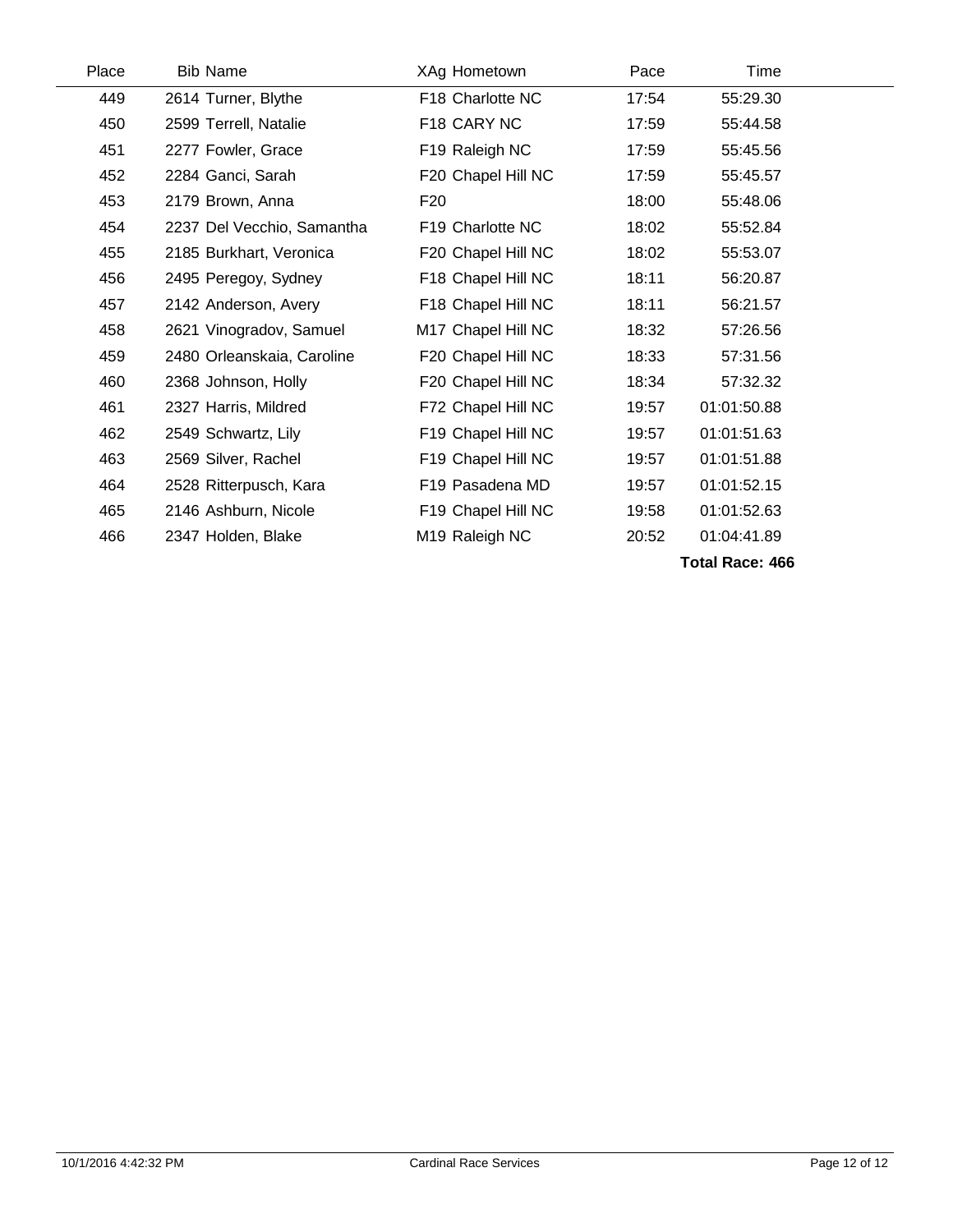| Place | Bib | Name | XAg | Hometown | Pace | Time |
|---|---|---|---|---|---|---|
| 449 | 2614 | Turner, Blythe | F18 | Charlotte NC | 17:54 | 55:29.30 |
| 450 | 2599 | Terrell, Natalie | F18 | CARY NC | 17:59 | 55:44.58 |
| 451 | 2277 | Fowler, Grace | F19 | Raleigh NC | 17:59 | 55:45.56 |
| 452 | 2284 | Ganci, Sarah | F20 | Chapel Hill NC | 17:59 | 55:45.57 |
| 453 | 2179 | Brown, Anna | F20 | | 18:00 | 55:48.06 |
| 454 | 2237 | Del Vecchio, Samantha | F19 | Charlotte NC | 18:02 | 55:52.84 |
| 455 | 2185 | Burkhart, Veronica | F20 | Chapel Hill NC | 18:02 | 55:53.07 |
| 456 | 2495 | Peregoy, Sydney | F18 | Chapel Hill NC | 18:11 | 56:20.87 |
| 457 | 2142 | Anderson, Avery | F18 | Chapel Hill NC | 18:11 | 56:21.57 |
| 458 | 2621 | Vinogradov, Samuel | M17 | Chapel Hill NC | 18:32 | 57:26.56 |
| 459 | 2480 | Orleanskaia, Caroline | F20 | Chapel Hill NC | 18:33 | 57:31.56 |
| 460 | 2368 | Johnson, Holly | F20 | Chapel Hill NC | 18:34 | 57:32.32 |
| 461 | 2327 | Harris, Mildred | F72 | Chapel Hill NC | 19:57 | 01:01:50.88 |
| 462 | 2549 | Schwartz, Lily | F19 | Chapel Hill NC | 19:57 | 01:01:51.63 |
| 463 | 2569 | Silver, Rachel | F19 | Chapel Hill NC | 19:57 | 01:01:51.88 |
| 464 | 2528 | Ritterpusch, Kara | F19 | Pasadena MD | 19:57 | 01:01:52.15 |
| 465 | 2146 | Ashburn, Nicole | F19 | Chapel Hill NC | 19:58 | 01:01:52.63 |
| 466 | 2347 | Holden, Blake | M19 | Raleigh NC | 20:52 | 01:04:41.89 |

**Total Race: 466**

10/1/2016 4:42:32 PM Cardinal Race Services